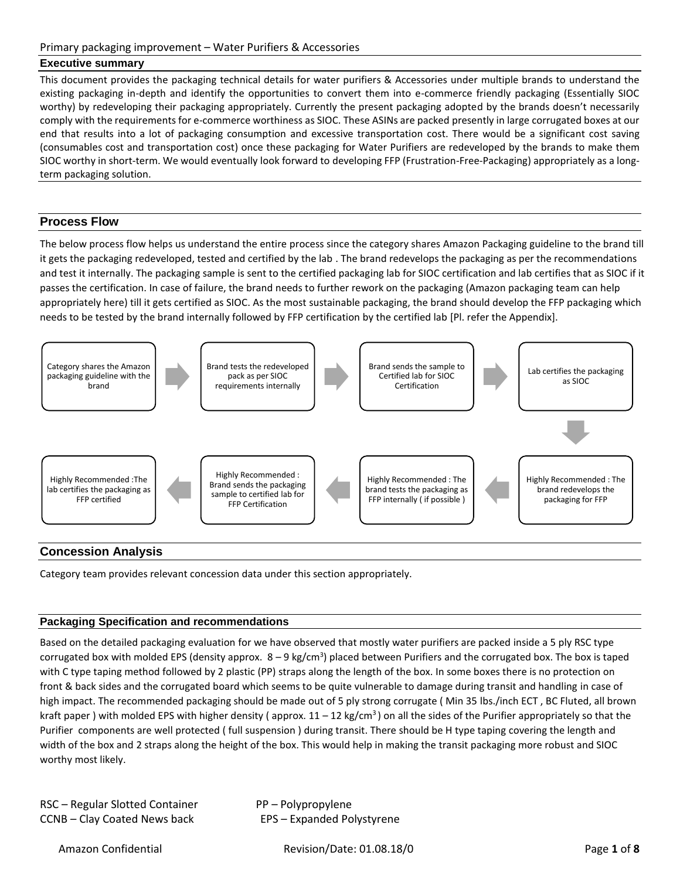Primary packaging improvement – Water Purifiers & Accessories

## Executive summary

This document provides the packaging technical details for water purifiers & Accessories under multiple brands to understand the existing packaging in-depth and identify the opportunities to convert them into e-commerce friendly packaging (Essentially SIOC worthy) by redeveloping their packaging appropriately. Currently the present packaging adopted by the brands doesn't necessarily comply with the requirements for e-commerce worthiness as SIOC. These ASINs are packed presently in large corrugated boxes at our end that results into a lot of packaging consumption and excessive transportation cost. There would be a significant cost saving (consumables cost and transportation cost) once these packaging for Water Purifiers are redeveloped by the brands to make them SIOC worthy in short-term. We would eventually look forward to developing FFP (Frustration-Free-Packaging) appropriately as a long-term packaging solution.

## Process Flow

The below process flow helps us understand the entire process since the category shares Amazon Packaging guideline to the brand till it gets the packaging redeveloped, tested and certified by the lab . The brand redevelops the packaging as per the recommendations and test it internally. The packaging sample is sent to the certified packaging lab for SIOC certification and lab certifies that as SIOC if it passes the certification. In case of failure, the brand needs to further rework on the packaging (Amazon packaging team can help appropriately here) till it gets certified as SIOC. As the most sustainable packaging, the brand should develop the FFP packaging which needs to be tested by the brand internally followed by FFP certification by the certified lab [Pl. refer the Appendix].

1. Category shares the Amazon packaging guideline with the brand
2. Brand tests the redeveloped pack as per SIOC requirements internally
3. Brand sends the sample to Certified lab for SIOC Certification
4. Lab certifies the packaging as SIOC
5. Highly Recommended : The brand redevelops the packaging for FFP
6. Highly Recommended : The brand tests the packaging as FFP internally ( if possible )
7. Highly Recommended : Brand sends the packaging sample to certified lab for FFP Certification
8. Highly Recommended :The lab certifies the packaging as FFP certified

## Concession Analysis

Category team provides relevant concession data under this section appropriately.

## Packaging Specification and recommendations

Based on the detailed packaging evaluation for we have observed that mostly water purifiers are packed inside a 5 ply RSC type corrugated box with molded EPS (density approx. 8 – 9 kg/cm$^3$) placed between Purifiers and the corrugated box. The box is taped with C type taping method followed by 2 plastic (PP) straps along the length of the box. In some boxes there is no protection on front & back sides and the corrugated board which seems to be quite vulnerable to damage during transit and handling in case of high impact. The recommended packaging should be made out of 5 ply strong corrugate ( Min 35 lbs./inch ECT , BC Fluted, all brown kraft paper ) with molded EPS with higher density ( approx. 11 – 12 kg/cm$^3$ ) on all the sides of the Purifier appropriately so that the Purifier components are well protected ( full suspension ) during transit. There should be H type taping covering the length and width of the box and 2 straps along the height of the box. This would help in making the transit packaging more robust and SIOC worthy most likely.

RSC – Regular Slotted Container
CCNB – Clay Coated News back
PP – Polypropylene
EPS – Expanded Polystyrene

Amazon Confidential — Revision/Date: 01.08.18/0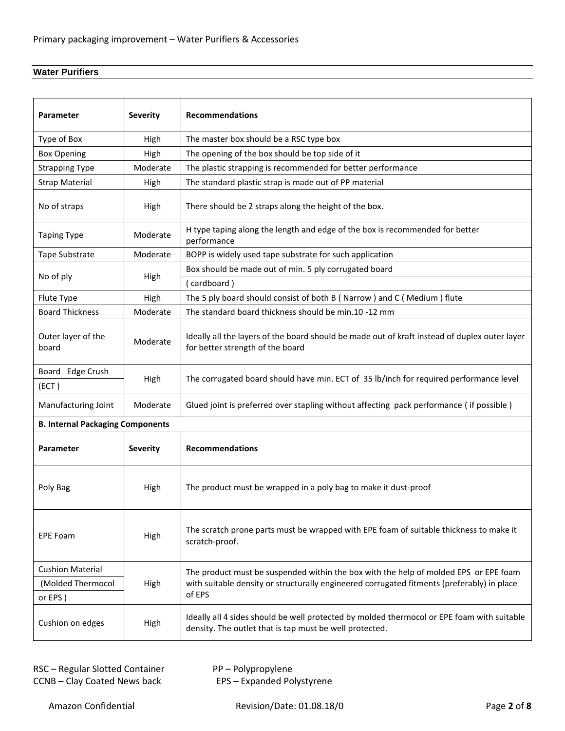## Water Purifiers

| Parameter | Severity | Recommendations |
|---|---|---|
| Type of Box | High | The master box should be a RSC type box |
| Box Opening | High | The opening of the box should be top side of it |
| Strapping Type | Moderate | The plastic strapping is recommended for better performance |
| Strap Material | High | The standard plastic strap is made out of PP material |
| No of straps | High | There should be 2 straps along the height of the box. |
| Taping Type | Moderate | H type taping along the length and edge of the box is recommended for better performance |
| Tape Substrate | Moderate | BOPP is widely used tape substrate for such application |
| No of ply | High | Box should be made out of min. 5 ply corrugated board ( cardboard ) |
| Flute Type | High | The 5 ply board should consist of both B ( Narrow ) and C ( Medium ) flute |
| Board Thickness | Moderate | The standard board thickness should be min.10 -12 mm |
| Outer layer of the board | Moderate | Ideally all the layers of the board should be made out of kraft instead of duplex outer layer for better strength of the board |
| Board Edge Crush (ECT ) | High | The corrugated board should have min. ECT of 35 lb/inch for required performance level |
| Manufacturing Joint | Moderate | Glued joint is preferred over stapling without affecting pack performance ( if possible ) |
| **B. Internal Packaging Components** | | |
| **Parameter** | **Severity** | **Recommendations** |
| Poly Bag | High | The product must be wrapped in a poly bag to make it dust-proof |
| EPE Foam | High | The scratch prone parts must be wrapped with EPE foam of suitable thickness to make it scratch-proof. |
| Cushion Material (Molded Thermocol or EPS ) | High | The product must be suspended within the box with the help of molded EPS or EPE foam with suitable density or structurally engineered corrugated fitments (preferably) in place of EPS |
| Cushion on edges | High | Ideally all 4 sides should be well protected by molded thermocol or EPE foam with suitable density. The outlet that is tap must be well protected. |

RSC – Regular Slotted Container
CCNB – Clay Coated News back
PP – Polypropylene
EPS – Expanded Polystyrene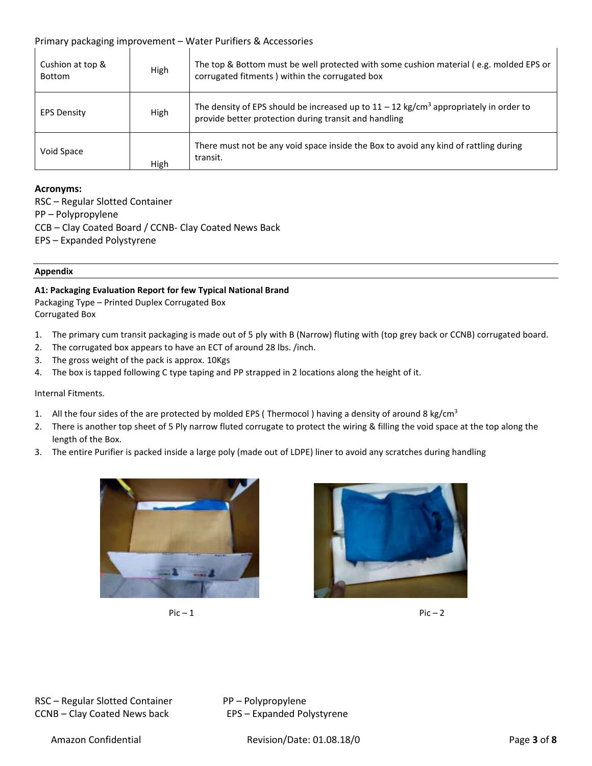| Cushion at top & Bottom | High | The top & Bottom must be well protected with some cushion material ( e.g. molded EPS or corrugated fitments ) within the corrugated box |
|---|---|---|
| EPS Density | High | The density of EPS should be increased up to 11 – 12 kg/cm$^3$ appropriately in order to provide better protection during transit and handling |
| Void Space | High | There must not be any void space inside the Box to avoid any kind of rattling during transit. |

**Acronyms:**

RSC – Regular Slotted Container
PP – Polypropylene
CCB – Clay Coated Board / CCNB- Clay Coated News Back
EPS – Expanded Polystyrene

**Appendix**

**A1: Packaging Evaluation Report for few Typical National Brand**

Packaging Type – Printed Duplex Corrugated Box
Corrugated Box

1. The primary cum transit packaging is made out of 5 ply with B (Narrow) fluting with (top grey back or CCNB) corrugated board.
2. The corrugated box appears to have an ECT of around 28 lbs. /inch.
3. The gross weight of the pack is approx. 10Kgs
4. The box is tapped following C type taping and PP strapped in 2 locations along the height of it.

Internal Fitments.

1. All the four sides of the are protected by molded EPS ( Thermocol ) having a density of around 8 kg/cm$^3$
2. There is another top sheet of 5 Ply narrow fluted corrugate to protect the wiring & filling the void space at the top along the length of the Box.
3. The entire Purifier is packed inside a large poly (made out of LDPE) liner to avoid any scratches during handling

Pic – 1

Pic – 2

RSC – Regular Slotted Container
PP – Polypropylene
CCNB – Clay Coated News back
EPS – Expanded Polystyrene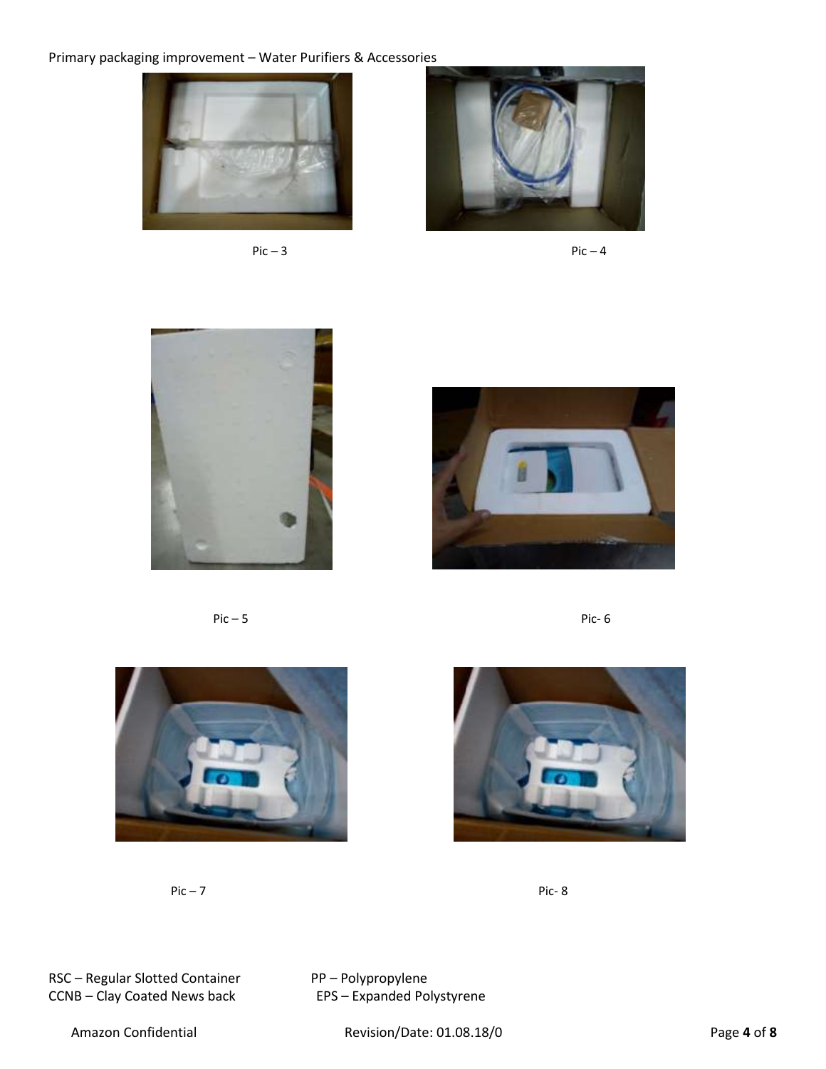Primary packaging improvement – Water Purifiers & Accessories

Pic – 3

Pic – 4

Pic – 5

Pic- 6

Pic – 7

Pic- 8

RSC – Regular Slotted Container
CCNB – Clay Coated News back
PP – Polypropylene
EPS – Expanded Polystyrene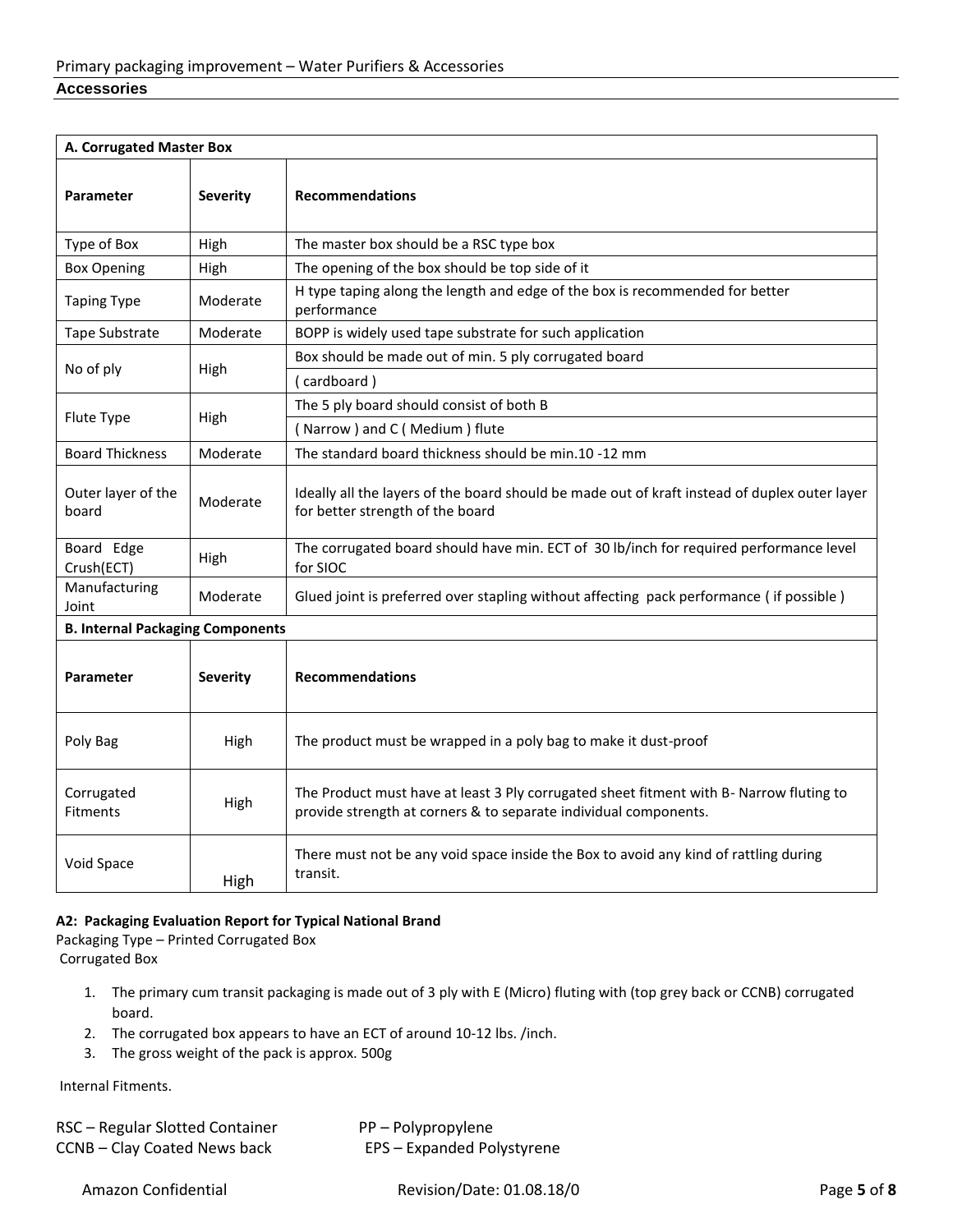## Accessories

| A. Corrugated Master Box | | |
|---|---|---|
| **Parameter** | **Severity** | **Recommendations** |
| Type of Box | High | The master box should be a RSC type box |
| Box Opening | High | The opening of the box should be top side of it |
| Taping Type | Moderate | H type taping along the length and edge of the box is recommended for better performance |
| Tape Substrate | Moderate | BOPP is widely used tape substrate for such application |
| No of ply | High | Box should be made out of min. 5 ply corrugated board ( cardboard ) |
| Flute Type | High | The 5 ply board should consist of both B ( Narrow ) and C ( Medium ) flute |
| Board Thickness | Moderate | The standard board thickness should be min.10 -12 mm |
| Outer layer of the board | Moderate | Ideally all the layers of the board should be made out of kraft instead of duplex outer layer for better strength of the board |
| Board Edge Crush(ECT) | High | The corrugated board should have min. ECT of 30 lb/inch for required performance level for SIOC |
| Manufacturing Joint | Moderate | Glued joint is preferred over stapling without affecting pack performance ( if possible ) |
| **B. Internal Packaging Components** | | |
| **Parameter** | **Severity** | **Recommendations** |
| Poly Bag | High | The product must be wrapped in a poly bag to make it dust-proof |
| Corrugated Fitments | High | The Product must have at least 3 Ply corrugated sheet fitment with B- Narrow fluting to provide strength at corners & to separate individual components. |
| Void Space | High | There must not be any void space inside the Box to avoid any kind of rattling during transit. |

**A2: Packaging Evaluation Report for Typical National Brand**

Packaging Type – Printed Corrugated Box

Corrugated Box

1. The primary cum transit packaging is made out of 3 ply with E (Micro) fluting with (top grey back or CCNB) corrugated board.
2. The corrugated box appears to have an ECT of around 10-12 lbs. /inch.
3. The gross weight of the pack is approx. 500g

Internal Fitments.

RSC – Regular Slotted Container
CCNB – Clay Coated News back
PP – Polypropylene
EPS – Expanded Polystyrene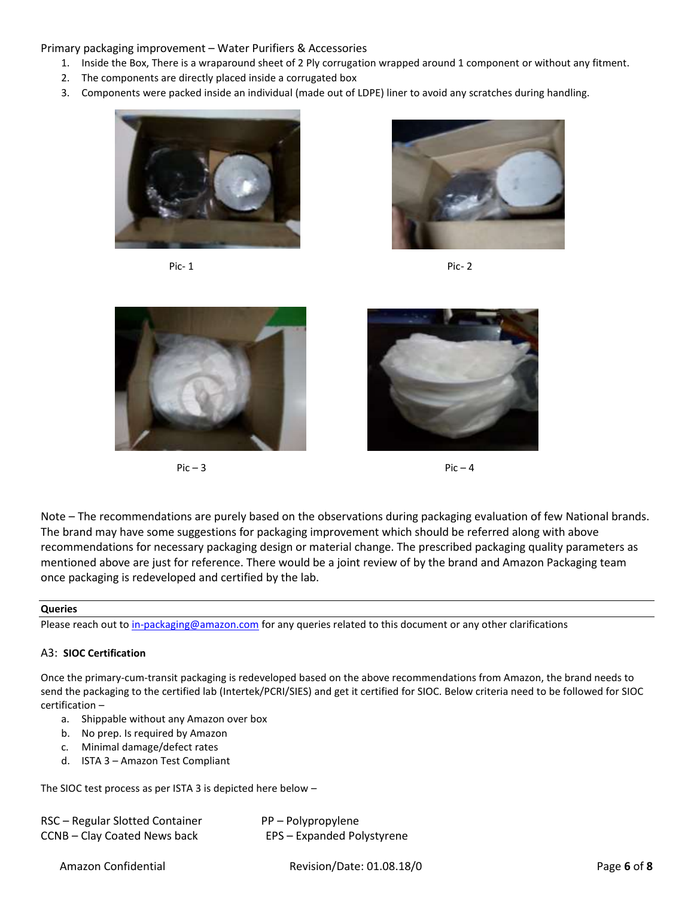Primary packaging improvement – Water Purifiers & Accessories

1. Inside the Box, There is a wraparound sheet of 2 Ply corrugation wrapped around 1 component or without any fitment.
2. The components are directly placed inside a corrugated box
3. Components were packed inside an individual (made out of LDPE) liner to avoid any scratches during handling.

Pic- 1

Pic- 2

Pic – 3

Pic – 4

Note – The recommendations are purely based on the observations during packaging evaluation of few National brands. The brand may have some suggestions for packaging improvement which should be referred along with above recommendations for necessary packaging design or material change. The prescribed packaging quality parameters as mentioned above are just for reference. There would be a joint review of by the brand and Amazon Packaging team once packaging is redeveloped and certified by the lab.

**Queries**

Please reach out to in-packaging@amazon.com for any queries related to this document or any other clarifications

### A3: **SIOC Certification**

Once the primary-cum-transit packaging is redeveloped based on the above recommendations from Amazon, the brand needs to send the packaging to the certified lab (Intertek/PCRI/SIES) and get it certified for SIOC. Below criteria need to be followed for SIOC certification –

a. Shippable without any Amazon over box
b. No prep. Is required by Amazon
c. Minimal damage/defect rates
d. ISTA 3 – Amazon Test Compliant

The SIOC test process as per ISTA 3 is depicted here below –

RSC – Regular Slotted Container
CCNB – Clay Coated News back
PP – Polypropylene
EPS – Expanded Polystyrene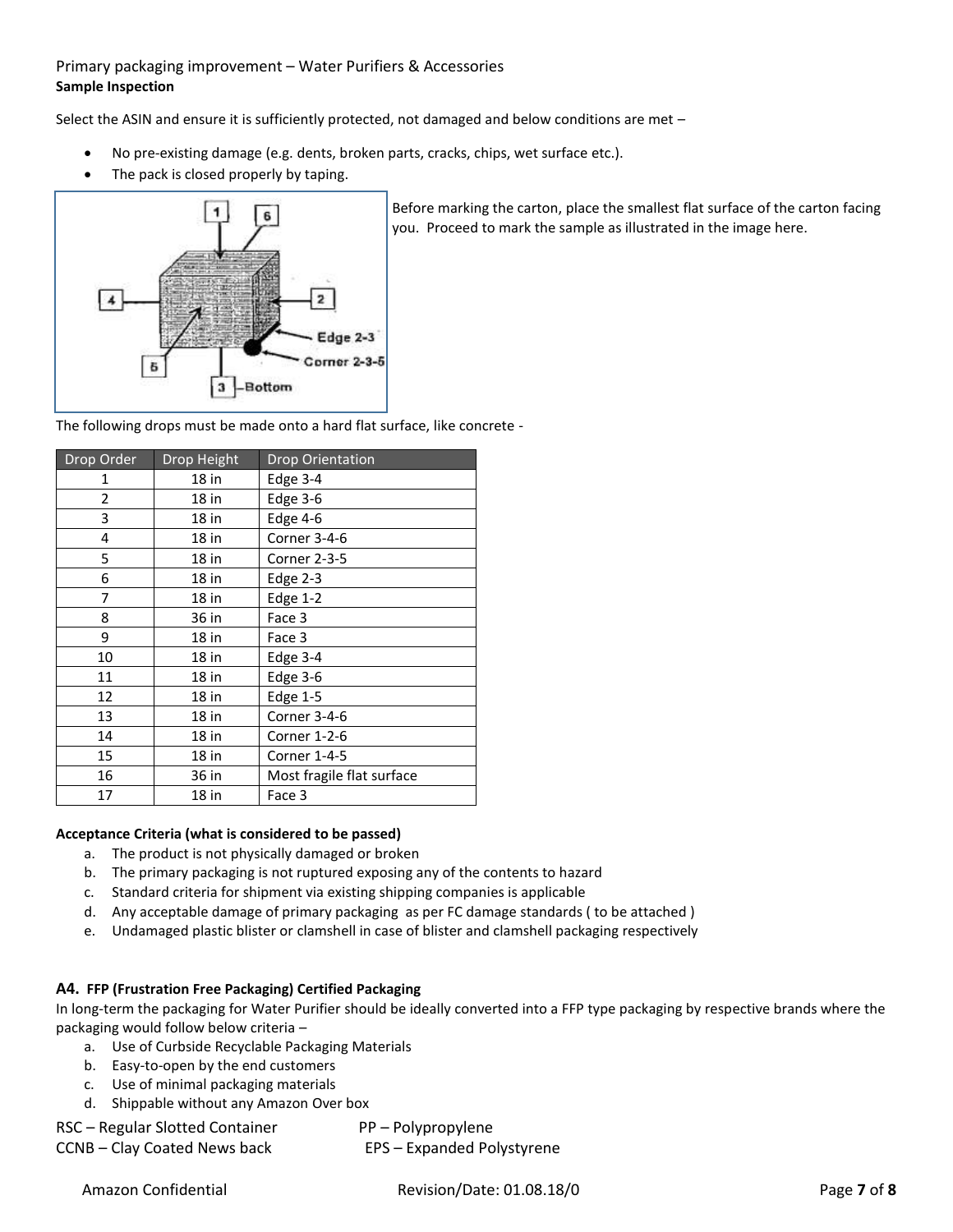Primary packaging improvement – Water Purifiers & Accessories

**Sample Inspection**

Select the ASIN and ensure it is sufficiently protected, not damaged and below conditions are met –

- No pre-existing damage (e.g. dents, broken parts, cracks, chips, wet surface etc.).
- The pack is closed properly by taping.

Before marking the carton, place the smallest flat surface of the carton facing you. Proceed to mark the sample as illustrated in the image here.

The following drops must be made onto a hard flat surface, like concrete -

| Drop Order | Drop Height | Drop Orientation |
|---|---|---|
| 1 | 18 in | Edge 3-4 |
| 2 | 18 in | Edge 3-6 |
| 3 | 18 in | Edge 4-6 |
| 4 | 18 in | Corner 3-4-6 |
| 5 | 18 in | Corner 2-3-5 |
| 6 | 18 in | Edge 2-3 |
| 7 | 18 in | Edge 1-2 |
| 8 | 36 in | Face 3 |
| 9 | 18 in | Face 3 |
| 10 | 18 in | Edge 3-4 |
| 11 | 18 in | Edge 3-6 |
| 12 | 18 in | Edge 1-5 |
| 13 | 18 in | Corner 3-4-6 |
| 14 | 18 in | Corner 1-2-6 |
| 15 | 18 in | Corner 1-4-5 |
| 16 | 36 in | Most fragile flat surface |
| 17 | 18 in | Face 3 |

**Acceptance Criteria (what is considered to be passed)**

a. The product is not physically damaged or broken
b. The primary packaging is not ruptured exposing any of the contents to hazard
c. Standard criteria for shipment via existing shipping companies is applicable
d. Any acceptable damage of primary packaging as per FC damage standards ( to be attached )
e. Undamaged plastic blister or clamshell in case of blister and clamshell packaging respectively

### A4. FFP (Frustration Free Packaging) Certified Packaging

In long-term the packaging for Water Purifier should be ideally converted into a FFP type packaging by respective brands where the packaging would follow below criteria –

a. Use of Curbside Recyclable Packaging Materials
b. Easy-to-open by the end customers
c. Use of minimal packaging materials
d. Shippable without any Amazon Over box

RSC – Regular Slotted Container
CCNB – Clay Coated News back
PP – Polypropylene
EPS – Expanded Polystyrene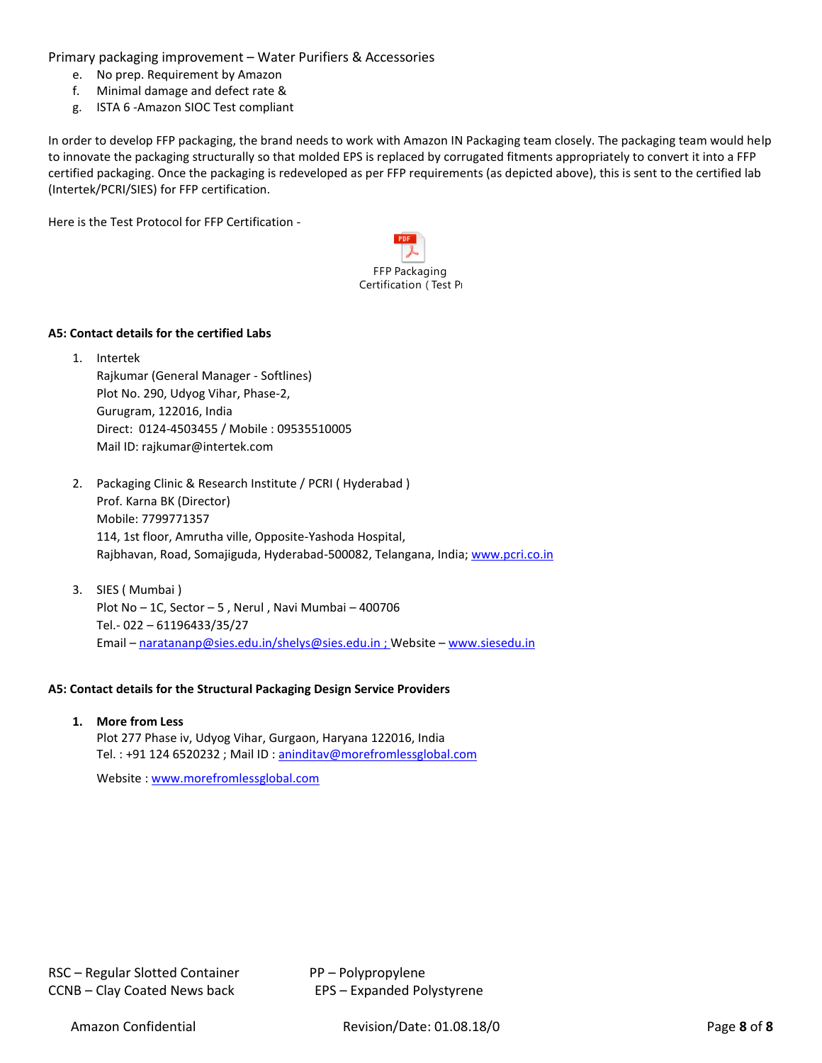Primary packaging improvement – Water Purifiers & Accessories

e. No prep. Requirement by Amazon
f. Minimal damage and defect rate &
g. ISTA 6 -Amazon SIOC Test compliant

In order to develop FFP packaging, the brand needs to work with Amazon IN Packaging team closely. The packaging team would help to innovate the packaging structurally so that molded EPS is replaced by corrugated fitments appropriately to convert it into a FFP certified packaging. Once the packaging is redeveloped as per FFP requirements (as depicted above), this is sent to the certified lab (Intertek/PCRI/SIES) for FFP certification.

Here is the Test Protocol for FFP Certification -

FFP Packaging Certification ( Test Pr

**A5: Contact details for the certified Labs**

1. Intertek
   Rajkumar (General Manager - Softlines)
   Plot No. 290, Udyog Vihar, Phase-2,
   Gurugram, 122016, India
   Direct: 0124-4503455 / Mobile : 09535510005
   Mail ID: rajkumar@intertek.com

2. Packaging Clinic & Research Institute / PCRI ( Hyderabad )
   Prof. Karna BK (Director)
   Mobile: 7799771357
   114, 1st floor, Amrutha ville, Opposite-Yashoda Hospital,
   Rajbhavan, Road, Somajiguda, Hyderabad-500082, Telangana, India; www.pcri.co.in

3. SIES ( Mumbai )
   Plot No – 1C, Sector – 5 , Nerul , Navi Mumbai – 400706
   Tel.- 022 – 61196433/35/27
   Email – naratananp@sies.edu.in/shelys@sies.edu.in ; Website – www.siesedu.in

**A5: Contact details for the Structural Packaging Design Service Providers**

1. **More from Less**
   Plot 277 Phase iv, Udyog Vihar, Gurgaon, Haryana 122016, India
   Tel. : +91 124 6520232 ; Mail ID : aninditav@morefromlessglobal.com

   Website : www.morefromlessglobal.com

RSC – Regular Slotted Container
CCNB – Clay Coated News back
PP – Polypropylene
EPS – Expanded Polystyrene